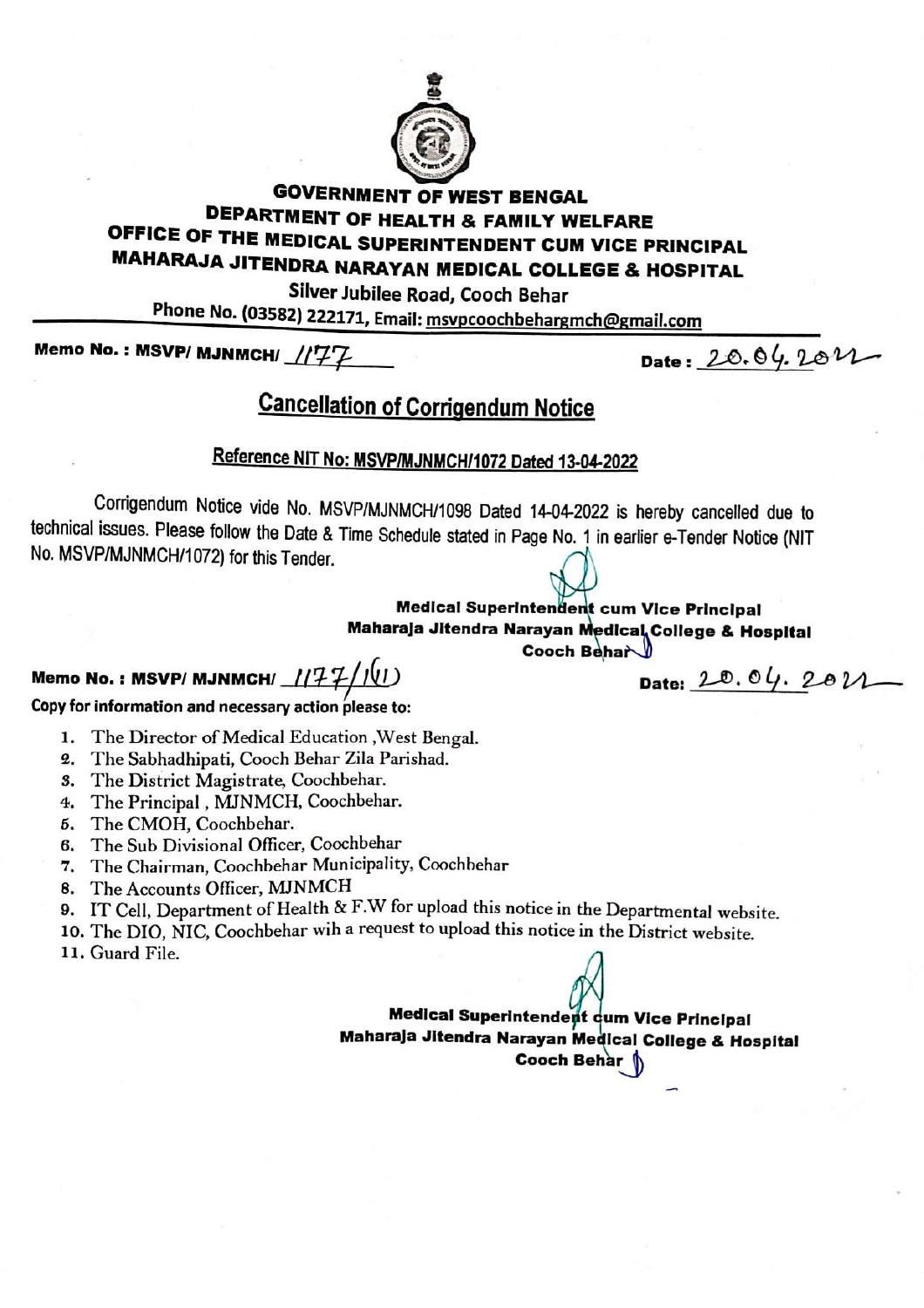# GOVERNMENT OF WEST BENGAL
## DEPARTMENT OF HEALTH & FAMILY WELFARE
## OFFICE OF THE MEDICAL SUPERINTENDENT CUM VICE PRINCIPAL
## MAHARAJA JITENDRA NARAYAN MEDICAL COLLEGE & HOSPITAL

Silver Jubilee Road, Cooch Behar

Phone No. (03582) 222171, Email: msvpcoochbehargmch@gmail.com

**Memo No. : MSVP/ MJNMCH/** 1177 **Date :** 20.04.2022

## Cancellation of Corrigendum Notice

### Reference NIT No: MSVP/MJNMCH/1072 Dated 13-04-2022

Corrigendum Notice vide No. MSVP/MJNMCH/1098 Dated 14-04-2022 is hereby cancelled due to technical issues. Please follow the Date & Time Schedule stated in Page No. 1 in earlier e-Tender Notice (NIT No. MSVP/MJNMCH/1072) for this Tender.

**Medical Superintendent cum Vice Principal**
**Maharaja Jitendra Narayan Medical College & Hospital**
**Cooch Behar**

**Memo No. : MSVP/ MJNMCH/** 1177/1(11) **Date:** 20.04.2022

**Copy for information and necessary action please to:**

1. The Director of Medical Education ,West Bengal.
2. The Sabhadhipati, Cooch Behar Zila Parishad.
3. The District Magistrate, Coochbehar.
4. The Principal , MJNMCH, Coochbehar.
5. The CMOH, Coochbehar.
6. The Sub Divisional Officer, Coochbehar
7. The Chairman, Coochbehar Municipality, Coochbehar
8. The Accounts Officer, MJNMCH
9. IT Cell, Department of Health & F.W for upload this notice in the Departmental website.
10. The DIO, NIC, Coochbehar wih a request to upload this notice in the District website.
11. Guard File.

**Medical Superintendent cum Vice Principal**
**Maharaja Jitendra Narayan Medical College & Hospital**
**Cooch Behar**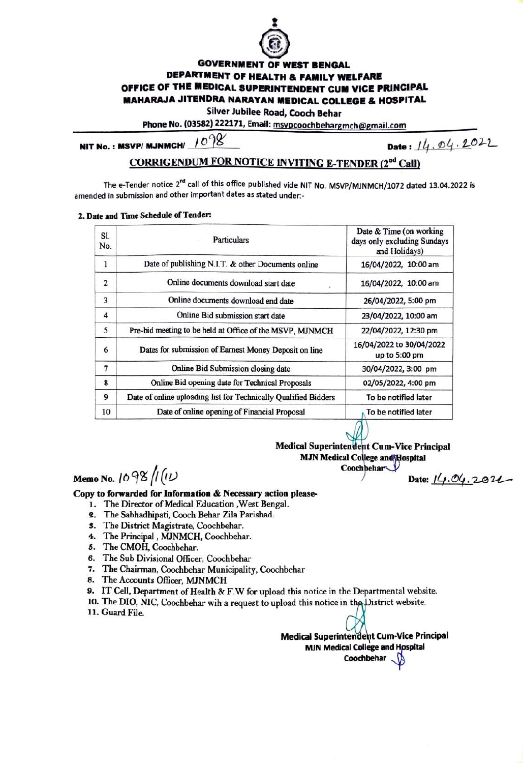**GOVERNMENT OF WEST BENGAL**
**DEPARTMENT OF HEALTH & FAMILY WELFARE**
**OFFICE OF THE MEDICAL SUPERINTENDENT CUM VICE PRINCIPAL**
**MAHARAJA JITENDRA NARAYAN MEDICAL COLLEGE & HOSPITAL**
**Silver Jubilee Road, Cooch Behar**
**Phone No. (03582) 222171, Email: msvpcoochbehargmch@gmail.com**

**NIT No. : MSVP/ MJNMCH/** 1098 **Date :** 14.04.2022

## CORRIGENDUM FOR NOTICE INVITING E-TENDER (2nd Call)

The e-Tender notice 2nd call of this office published vide NIT No. MSVP/MJNMCH/1072 dated 13.04.2022 is amended in submission and other important dates as stated under:-

**2. Date and Time Schedule of Tender:**

| Sl. No. | Particulars | Date & Time (on working days only excluding Sundays and Holidays) |
|---|---|---|
| 1 | Date of publishing N.I.T. & other Documents online | 16/04/2022, 10:00 am |
| 2 | Online documents download start date | 16/04/2022, 10:00 am |
| 3 | Online documents download end date | 26/04/2022, 5:00 pm |
| 4 | Online Bid submission start date | 23/04/2022, 10:00 am |
| 5 | Pre-bid meeting to be held at Office of the MSVP, MJNMCH | 22/04/2022, 12:30 pm |
| 6 | Dates for submission of Earnest Money Deposit on line | 16/04/2022 to 30/04/2022 up to 5:00 pm |
| 7 | Online Bid Submission closing date | 30/04/2022, 3:00 pm |
| 8 | Online Bid opening date for Technical Proposals | 02/05/2022, 4:00 pm |
| 9 | Date of online uploading list for Technically Qualified Bidders | To be notified later |
| 10 | Date of online opening of Financial Proposal | To be notified later |

**Medical Superintendent Cum-Vice Principal**
**MJN Medical College and Hospital**
**Coochbehar**

**Memo No.** 1098/1(11) **Date:** 14.04.2022

**Copy to forwarded for Information & Necessary action please-**

1. The Director of Medical Education ,West Bengal.
2. The Sabhadhipati, Cooch Behar Zila Parishad.
3. The District Magistrate, Coochbehar.
4. The Principal , MJNMCH, Coochbehar.
5. The CMOH, Coochbehar.
6. The Sub Divisional Officer, Coochbehar
7. The Chairman, Coochbehar Municipality, Coochbehar
8. The Accounts Officer, MJNMCH
9. IT Cell, Department of Health & F.W for upload this notice in the Departmental website.
10. The DIO, NIC, Coochbehar wih a request to upload this notice in the District website.
11. Guard File.

**Medical Superintendent Cum-Vice Principal**
**MJN Medical College and Hospital**
**Coochbehar**